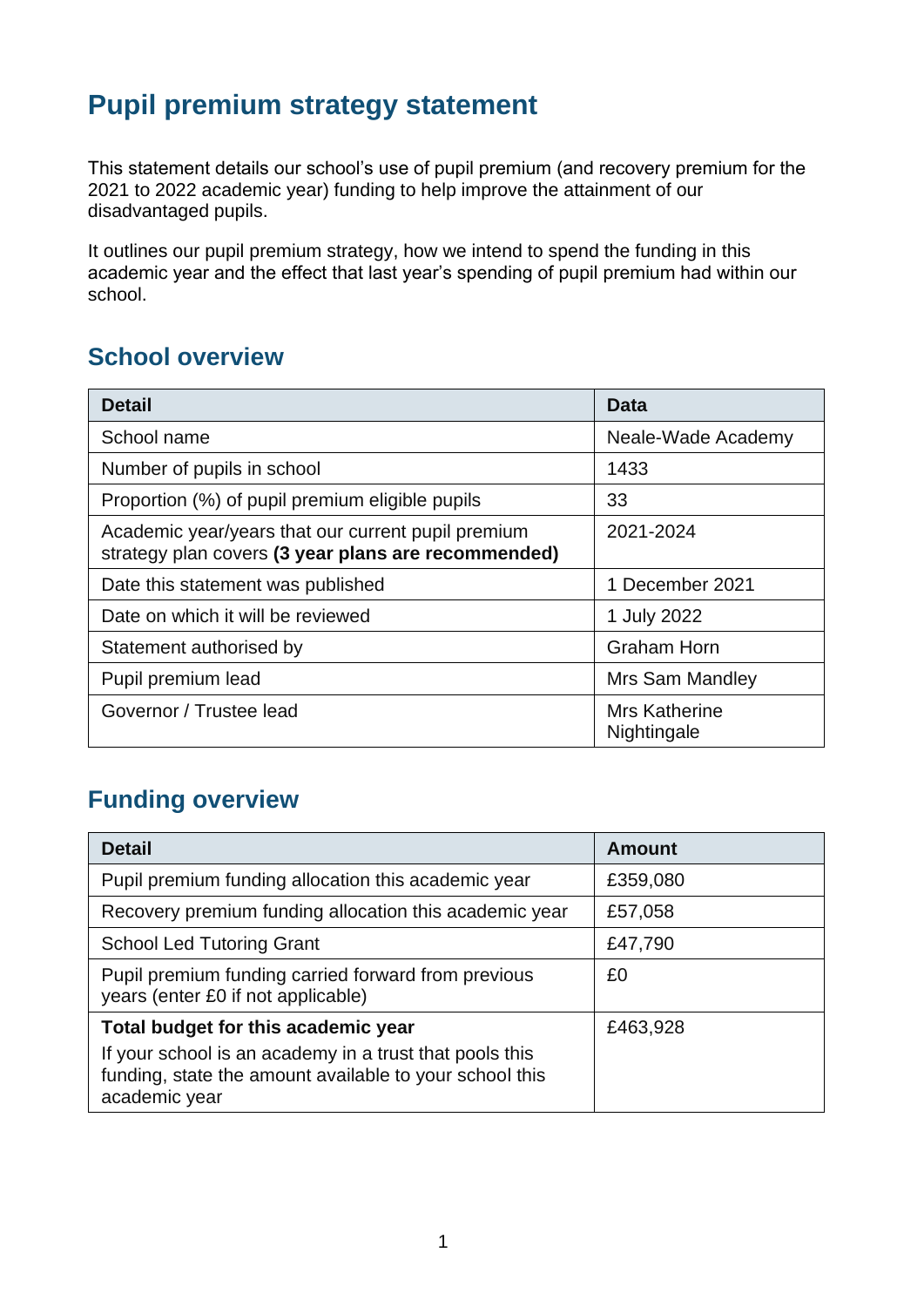# Pupil premium strategy statement

This statement details our school's use of pupil premium (and recovery premium for the 2021 to 2022 academic year) funding to help improve the attainment of our disadvantaged pupils.

It outlines our pupil premium strategy, how we intend to spend the funding in this academic year and the effect that last year's spending of pupil premium had within our school.

## School overview

| Detail | Data |
|---|---|
| School name | Neale-Wade Academy |
| Number of pupils in school | 1433 |
| Proportion (%) of pupil premium eligible pupils | 33 |
| Academic year/years that our current pupil premium strategy plan covers **(3 year plans are recommended)** | 2021-2024 |
| Date this statement was published | 1 December 2021 |
| Date on which it will be reviewed | 1 July 2022 |
| Statement authorised by | Graham Horn |
| Pupil premium lead | Mrs Sam Mandley |
| Governor / Trustee lead | Mrs Katherine Nightingale |

## Funding overview

| Detail | Amount |
|---|---|
| Pupil premium funding allocation this academic year | £359,080 |
| Recovery premium funding allocation this academic year | £57,058 |
| School Led Tutoring Grant | £47,790 |
| Pupil premium funding carried forward from previous years (enter £0 if not applicable) | £0 |
| **Total budget for this academic year**<br>If your school is an academy in a trust that pools this funding, state the amount available to your school this academic year | £463,928 |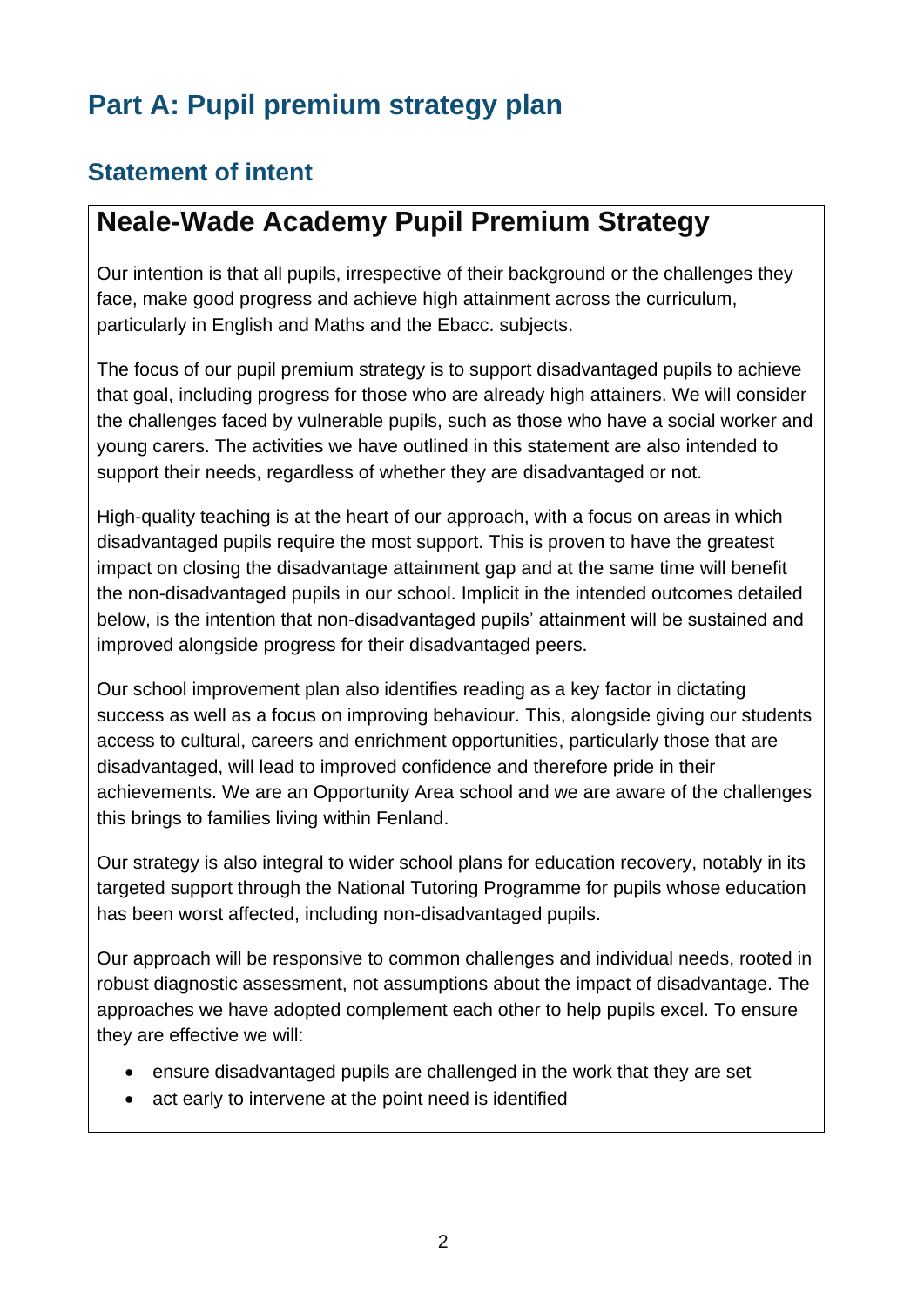# Part A: Pupil premium strategy plan

## Statement of intent

### Neale-Wade Academy Pupil Premium Strategy

Our intention is that all pupils, irrespective of their background or the challenges they face, make good progress and achieve high attainment across the curriculum, particularly in English and Maths and the Ebacc. subjects.

The focus of our pupil premium strategy is to support disadvantaged pupils to achieve that goal, including progress for those who are already high attainers. We will consider the challenges faced by vulnerable pupils, such as those who have a social worker and young carers. The activities we have outlined in this statement are also intended to support their needs, regardless of whether they are disadvantaged or not.

High-quality teaching is at the heart of our approach, with a focus on areas in which disadvantaged pupils require the most support. This is proven to have the greatest impact on closing the disadvantage attainment gap and at the same time will benefit the non-disadvantaged pupils in our school. Implicit in the intended outcomes detailed below, is the intention that non-disadvantaged pupils' attainment will be sustained and improved alongside progress for their disadvantaged peers.

Our school improvement plan also identifies reading as a key factor in dictating success as well as a focus on improving behaviour. This, alongside giving our students access to cultural, careers and enrichment opportunities, particularly those that are disadvantaged, will lead to improved confidence and therefore pride in their achievements. We are an Opportunity Area school and we are aware of the challenges this brings to families living within Fenland.

Our strategy is also integral to wider school plans for education recovery, notably in its targeted support through the National Tutoring Programme for pupils whose education has been worst affected, including non-disadvantaged pupils.

Our approach will be responsive to common challenges and individual needs, rooted in robust diagnostic assessment, not assumptions about the impact of disadvantage. The approaches we have adopted complement each other to help pupils excel. To ensure they are effective we will:

- ensure disadvantaged pupils are challenged in the work that they are set
- act early to intervene at the point need is identified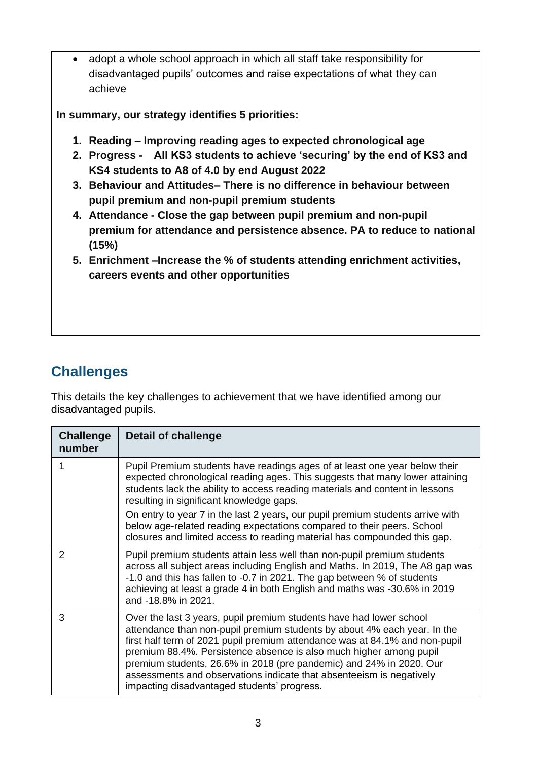- adopt a whole school approach in which all staff take responsibility for disadvantaged pupils' outcomes and raise expectations of what they can achieve

**In summary, our strategy identifies 5 priorities:**

1. **Reading – Improving reading ages to expected chronological age**
2. **Progress - All KS3 students to achieve 'securing' by the end of KS3 and KS4 students to A8 of 4.0 by end August 2022**
3. **Behaviour and Attitudes– There is no difference in behaviour between pupil premium and non-pupil premium students**
4. **Attendance - Close the gap between pupil premium and non-pupil premium for attendance and persistence absence. PA to reduce to national (15%)**
5. **Enrichment –Increase the % of students attending enrichment activities, careers events and other opportunities**

## Challenges

This details the key challenges to achievement that we have identified among our disadvantaged pupils.

| Challenge number | Detail of challenge |
| --- | --- |
| 1 | Pupil Premium students have readings ages of at least one year below their expected chronological reading ages. This suggests that many lower attaining students lack the ability to access reading materials and content in lessons resulting in significant knowledge gaps.<br><br>On entry to year 7 in the last 2 years, our pupil premium students arrive with below age-related reading expectations compared to their peers. School closures and limited access to reading material has compounded this gap. |
| 2 | Pupil premium students attain less well than non-pupil premium students across all subject areas including English and Maths. In 2019, The A8 gap was -1.0 and this has fallen to -0.7 in 2021. The gap between % of students achieving at least a grade 4 in both English and maths was -30.6% in 2019 and -18.8% in 2021. |
| 3 | Over the last 3 years, pupil premium students have had lower school attendance than non-pupil premium students by about 4% each year. In the first half term of 2021 pupil premium attendance was at 84.1% and non-pupil premium 88.4%. Persistence absence is also much higher among pupil premium students, 26.6% in 2018 (pre pandemic) and 24% in 2020. Our assessments and observations indicate that absenteeism is negatively impacting disadvantaged students' progress. |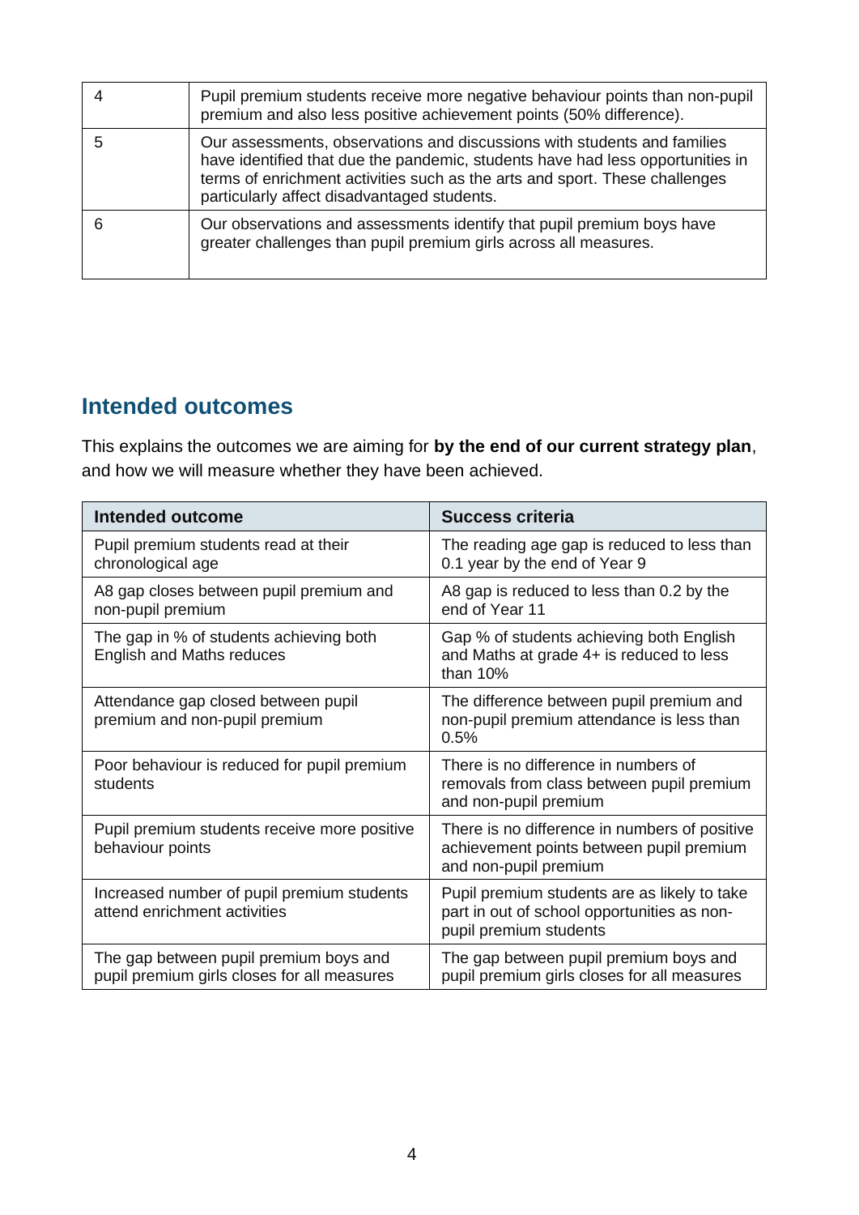| | |
|---|---|
| 4 | Pupil premium students receive more negative behaviour points than non-pupil premium and also less positive achievement points (50% difference). |
| 5 | Our assessments, observations and discussions with students and families have identified that due the pandemic, students have had less opportunities in terms of enrichment activities such as the arts and sport. These challenges particularly affect disadvantaged students. |
| 6 | Our observations and assessments identify that pupil premium boys have greater challenges than pupil premium girls across all measures. |

## Intended outcomes

This explains the outcomes we are aiming for **by the end of our current strategy plan**, and how we will measure whether they have been achieved.

| Intended outcome | Success criteria |
|---|---|
| Pupil premium students read at their chronological age | The reading age gap is reduced to less than 0.1 year by the end of Year 9 |
| A8 gap closes between pupil premium and non-pupil premium | A8 gap is reduced to less than 0.2 by the end of Year 11 |
| The gap in % of students achieving both English and Maths reduces | Gap % of students achieving both English and Maths at grade 4+ is reduced to less than 10% |
| Attendance gap closed between pupil premium and non-pupil premium | The difference between pupil premium and non-pupil premium attendance is less than 0.5% |
| Poor behaviour is reduced for pupil premium students | There is no difference in numbers of removals from class between pupil premium and non-pupil premium |
| Pupil premium students receive more positive behaviour points | There is no difference in numbers of positive achievement points between pupil premium and non-pupil premium |
| Increased number of pupil premium students attend enrichment activities | Pupil premium students are as likely to take part in out of school opportunities as non-pupil premium students |
| The gap between pupil premium boys and pupil premium girls closes for all measures | The gap between pupil premium boys and pupil premium girls closes for all measures |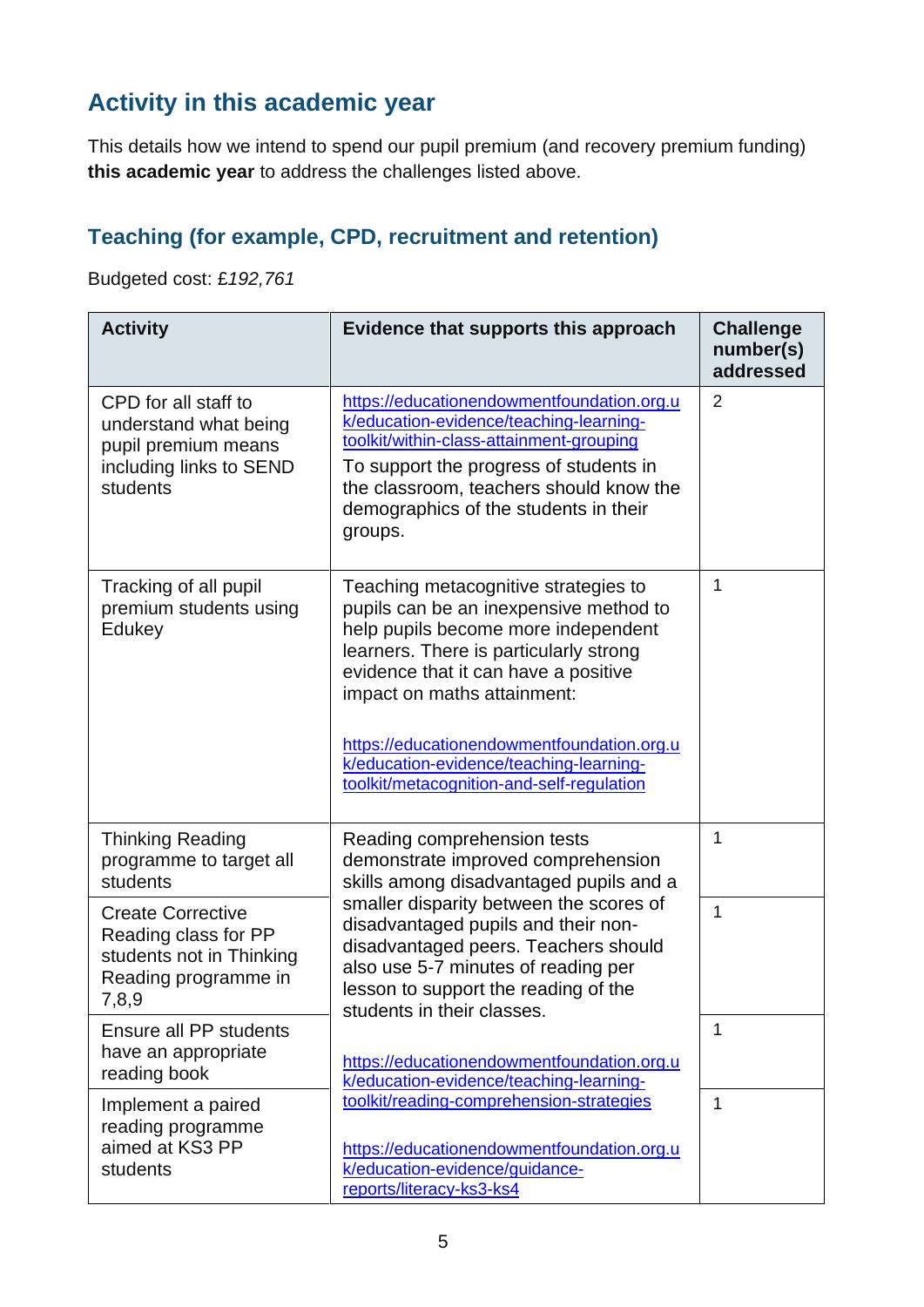## Activity in this academic year

This details how we intend to spend our pupil premium (and recovery premium funding) **this academic year** to address the challenges listed above.

### Teaching (for example, CPD, recruitment and retention)

Budgeted cost: £*192,761*

| Activity | Evidence that supports this approach | Challenge number(s) addressed |
|---|---|---|
| CPD for all staff to understand what being pupil premium means including links to SEND students | https://educationendowmentfoundation.org.uk/education-evidence/teaching-learning-toolkit/within-class-attainment-grouping To support the progress of students in the classroom, teachers should know the demographics of the students in their groups. | 2 |
| Tracking of all pupil premium students using Edukey | Teaching metacognitive strategies to pupils can be an inexpensive method to help pupils become more independent learners. There is particularly strong evidence that it can have a positive impact on maths attainment: https://educationendowmentfoundation.org.uk/education-evidence/teaching-learning-toolkit/metacognition-and-self-regulation | 1 |
| Thinking Reading programme to target all students | Reading comprehension tests demonstrate improved comprehension skills among disadvantaged pupils and a smaller disparity between the scores of disadvantaged pupils and their non-disadvantaged peers. Teachers should also use 5-7 minutes of reading per lesson to support the reading of the students in their classes. https://educationendowmentfoundation.org.uk/education-evidence/teaching-learning-toolkit/reading-comprehension-strategies https://educationendowmentfoundation.org.uk/education-evidence/guidance-reports/literacy-ks3-ks4 | 1 |
| Create Corrective Reading class for PP students not in Thinking Reading programme in 7,8,9 | | 1 |
| Ensure all PP students have an appropriate reading book | | 1 |
| Implement a paired reading programme aimed at KS3 PP students | | 1 |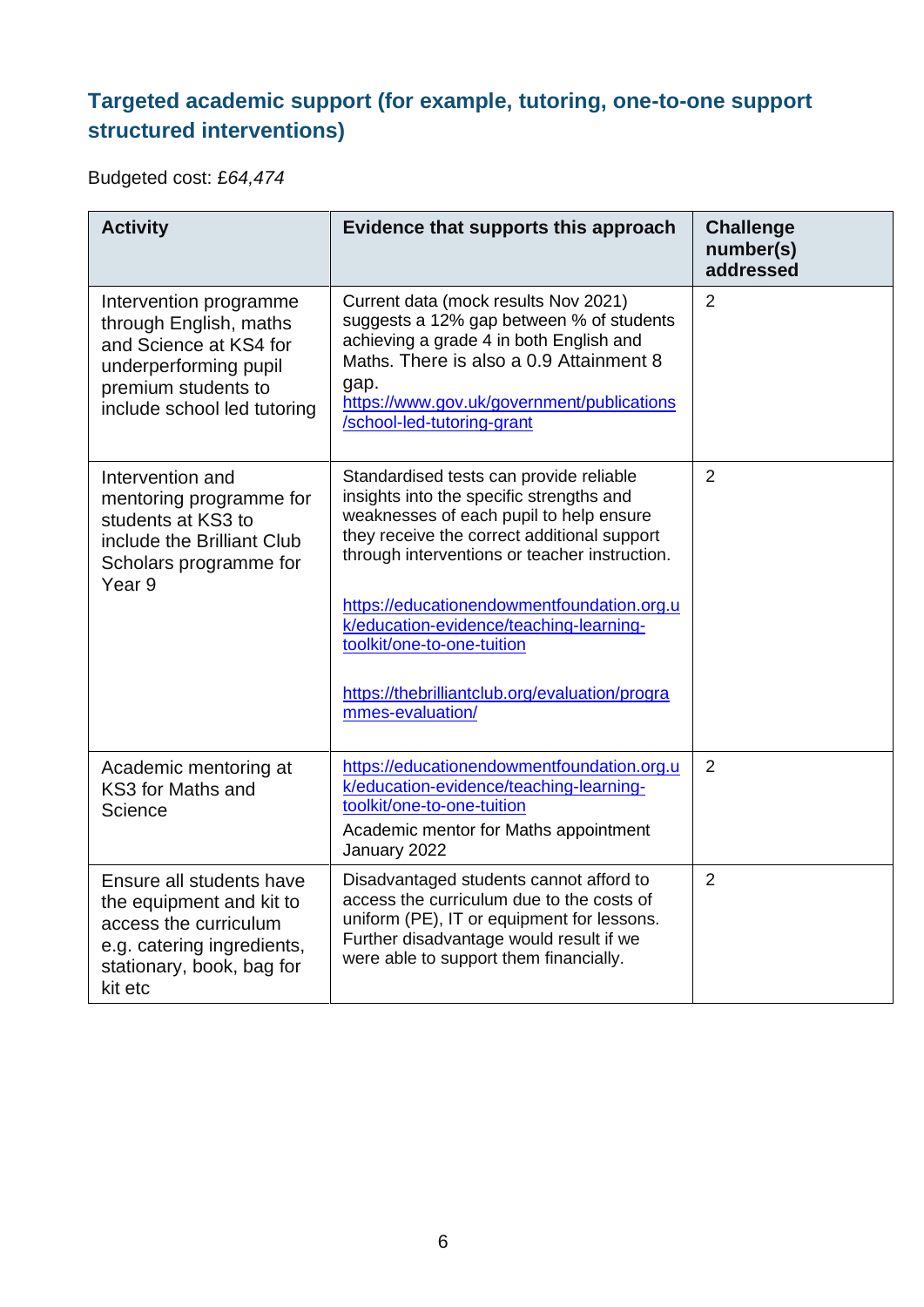## Targeted academic support (for example, tutoring, one-to-one support structured interventions)

Budgeted cost: £*64,474*

| Activity | Evidence that supports this approach | Challenge number(s) addressed |
|---|---|---|
| Intervention programme through English, maths and Science at KS4 for underperforming pupil premium students to include school led tutoring | Current data (mock results Nov 2021) suggests a 12% gap between % of students achieving a grade 4 in both English and Maths. There is also a 0.9 Attainment 8 gap. https://www.gov.uk/government/publications/school-led-tutoring-grant | 2 |
| Intervention and mentoring programme for students at KS3 to include the Brilliant Club Scholars programme for Year 9 | Standardised tests can provide reliable insights into the specific strengths and weaknesses of each pupil to help ensure they receive the correct additional support through interventions or teacher instruction.<br><br>https://educationendowmentfoundation.org.uk/education-evidence/teaching-learning-toolkit/one-to-one-tuition<br><br>https://thebrilliantclub.org/evaluation/programmes-evaluation/ | 2 |
| Academic mentoring at KS3 for Maths and Science | https://educationendowmentfoundation.org.uk/education-evidence/teaching-learning-toolkit/one-to-one-tuition<br>Academic mentor for Maths appointment January 2022 | 2 |
| Ensure all students have the equipment and kit to access the curriculum e.g. catering ingredients, stationary, book, bag for kit etc | Disadvantaged students cannot afford to access the curriculum due to the costs of uniform (PE), IT or equipment for lessons. Further disadvantage would result if we were able to support them financially. | 2 |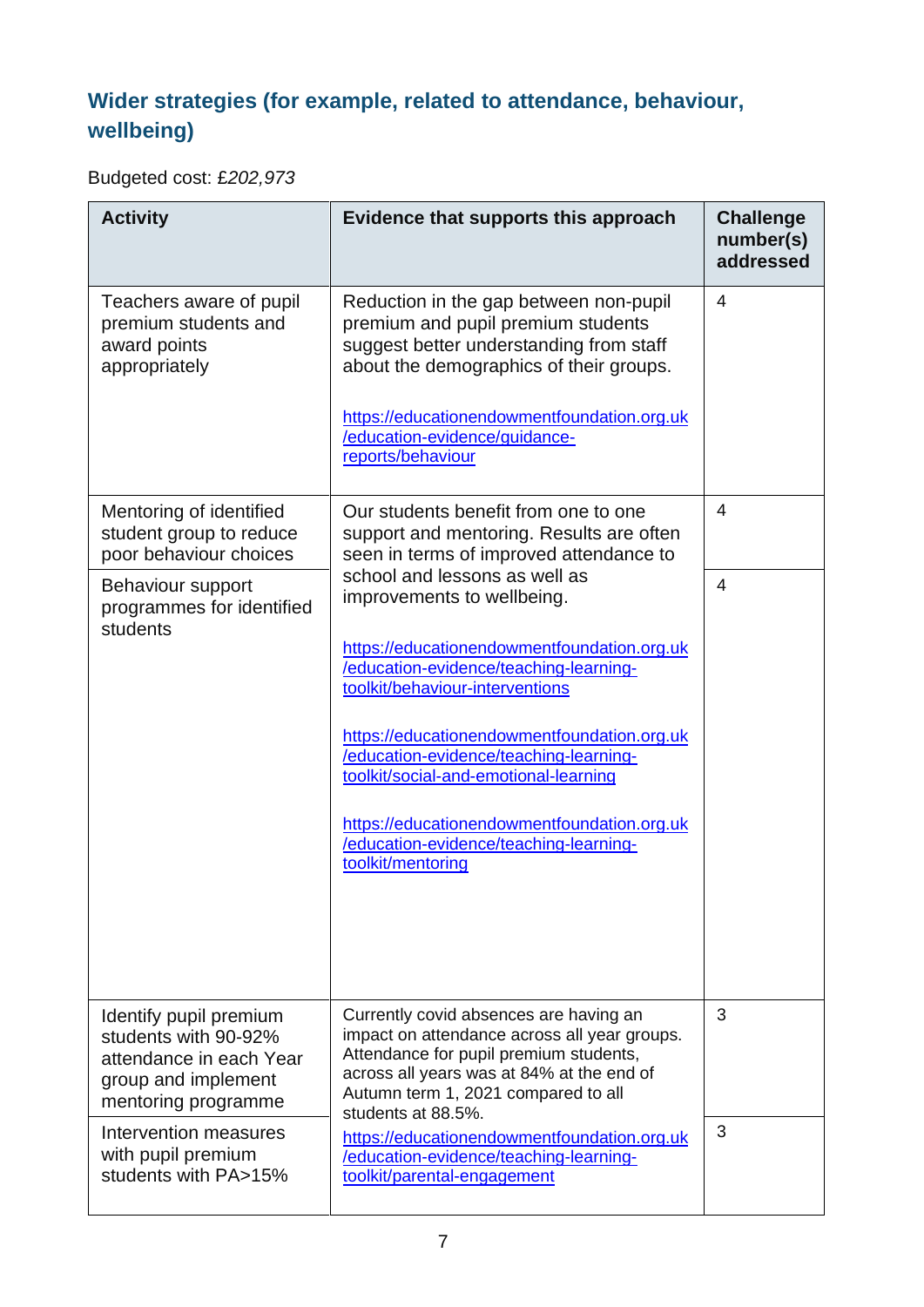## Wider strategies (for example, related to attendance, behaviour, wellbeing)

Budgeted cost: £*202,973*

| Activity | Evidence that supports this approach | Challenge number(s) addressed |
|---|---|---|
| Teachers aware of pupil premium students and award points appropriately | Reduction in the gap between non-pupil premium and pupil premium students suggest better understanding from staff about the demographics of their groups.<br><br>https://educationendowmentfoundation.org.uk/education-evidence/guidance-reports/behaviour | 4 |
| Mentoring of identified student group to reduce poor behaviour choices | Our students benefit from one to one support and mentoring. Results are often seen in terms of improved attendance to school and lessons as well as improvements to wellbeing.<br><br>https://educationendowmentfoundation.org.uk/education-evidence/teaching-learning-toolkit/behaviour-interventions<br><br>https://educationendowmentfoundation.org.uk/education-evidence/teaching-learning-toolkit/social-and-emotional-learning<br><br>https://educationendowmentfoundation.org.uk/education-evidence/teaching-learning-toolkit/mentoring | 4 |
| Behaviour support programmes for identified students | | 4 |
| Identify pupil premium students with 90-92% attendance in each Year group and implement mentoring programme | Currently covid absences are having an impact on attendance across all year groups. Attendance for pupil premium students, across all years was at 84% at the end of Autumn term 1, 2021 compared to all students at 88.5%.<br><br>https://educationendowmentfoundation.org.uk/education-evidence/teaching-learning-toolkit/parental-engagement | 3 |
| Intervention measures with pupil premium students with PA>15% | | 3 |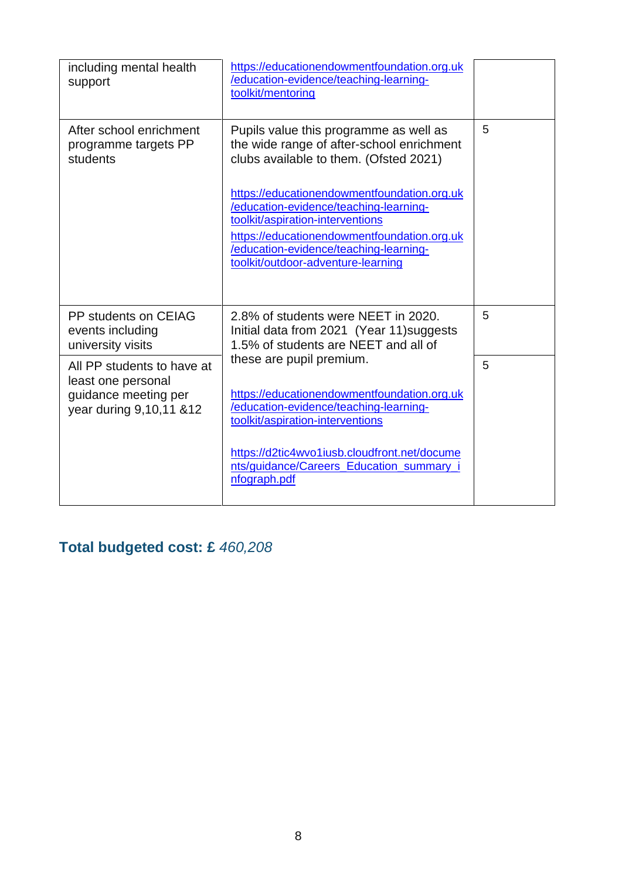| | | |
|---|---|---|
| including mental health support | https://educationendowmentfoundation.org.uk/education-evidence/teaching-learning-toolkit/mentoring | |
| After school enrichment programme targets PP students | Pupils value this programme as well as the wide range of after-school enrichment clubs available to them. (Ofsted 2021)<br><br>https://educationendowmentfoundation.org.uk/education-evidence/teaching-learning-toolkit/aspiration-interventions<br>https://educationendowmentfoundation.org.uk/education-evidence/teaching-learning-toolkit/outdoor-adventure-learning | 5 |
| PP students on CEIAG events including university visits | 2.8% of students were NEET in 2020. Initial data from 2021 (Year 11)suggests 1.5% of students are NEET and all of these are pupil premium.<br><br>https://educationendowmentfoundation.org.uk/education-evidence/teaching-learning-toolkit/aspiration-interventions<br><br>https://d2tic4wvo1iusb.cloudfront.net/documents/guidance/Careers_Education_summary_infograph.pdf | 5 |
| All PP students to have at least one personal guidance meeting per year during 9,10,11 &12 | | 5 |

## Total budgeted cost: £ *460,208*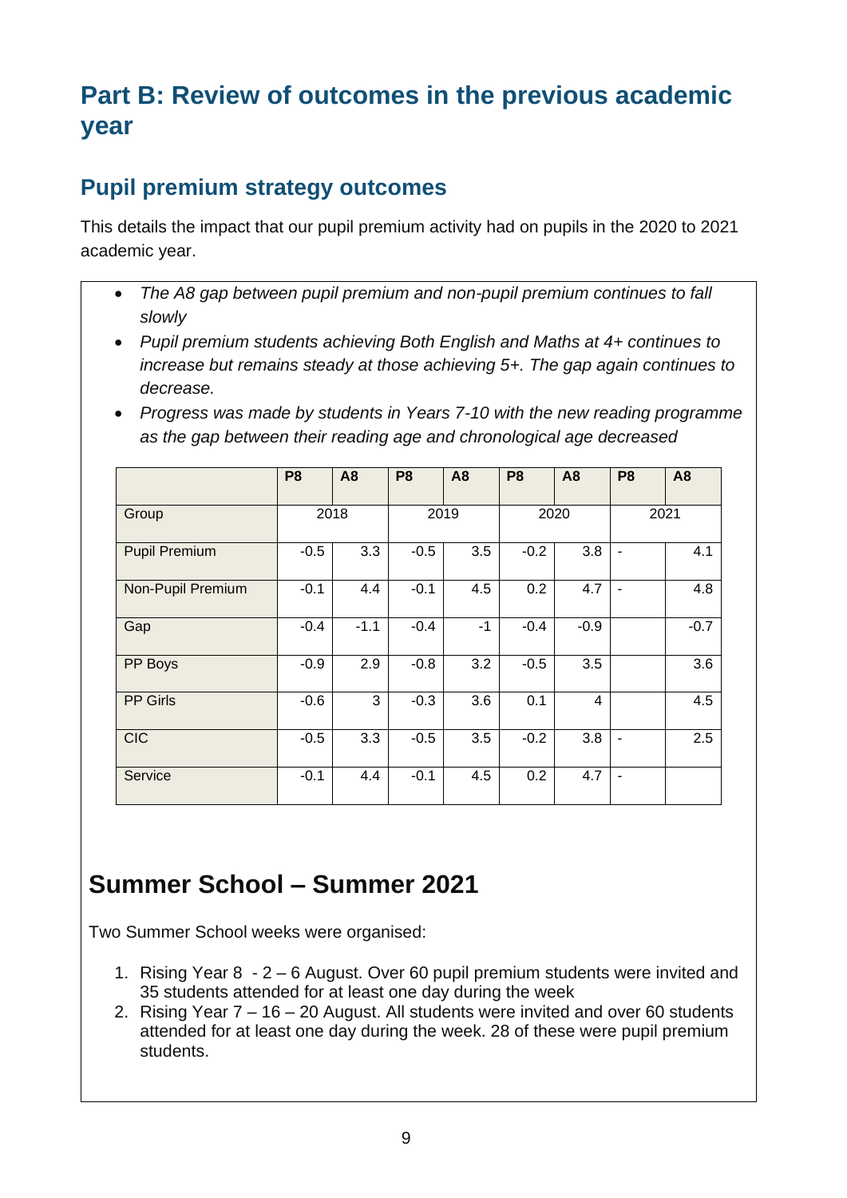# Part B: Review of outcomes in the previous academic year

## Pupil premium strategy outcomes

This details the impact that our pupil premium activity had on pupils in the 2020 to 2021 academic year.

- *The A8 gap between pupil premium and non-pupil premium continues to fall slowly*
- *Pupil premium students achieving Both English and Maths at 4+ continues to increase but remains steady at those achieving 5+. The gap again continues to decrease.*
- *Progress was made by students in Years 7-10 with the new reading programme as the gap between their reading age and chronological age decreased*

| | P8 | A8 | P8 | A8 | P8 | A8 | P8 | A8 |
|---|---|---|---|---|---|---|---|---|
| Group | 2018 | | 2019 | | 2020 | | 2021 | |
| Pupil Premium | -0.5 | 3.3 | -0.5 | 3.5 | -0.2 | 3.8 | - | 4.1 |
| Non-Pupil Premium | -0.1 | 4.4 | -0.1 | 4.5 | 0.2 | 4.7 | - | 4.8 |
| Gap | -0.4 | -1.1 | -0.4 | -1 | -0.4 | -0.9 | | -0.7 |
| PP Boys | -0.9 | 2.9 | -0.8 | 3.2 | -0.5 | 3.5 | | 3.6 |
| PP Girls | -0.6 | 3 | -0.3 | 3.6 | 0.1 | 4 | | 4.5 |
| CIC | -0.5 | 3.3 | -0.5 | 3.5 | -0.2 | 3.8 | - | 2.5 |
| Service | -0.1 | 4.4 | -0.1 | 4.5 | 0.2 | 4.7 | - | |

# Summer School – Summer 2021

Two Summer School weeks were organised:

1. Rising Year 8 - 2 – 6 August. Over 60 pupil premium students were invited and 35 students attended for at least one day during the week
2. Rising Year 7 – 16 – 20 August. All students were invited and over 60 students attended for at least one day during the week. 28 of these were pupil premium students.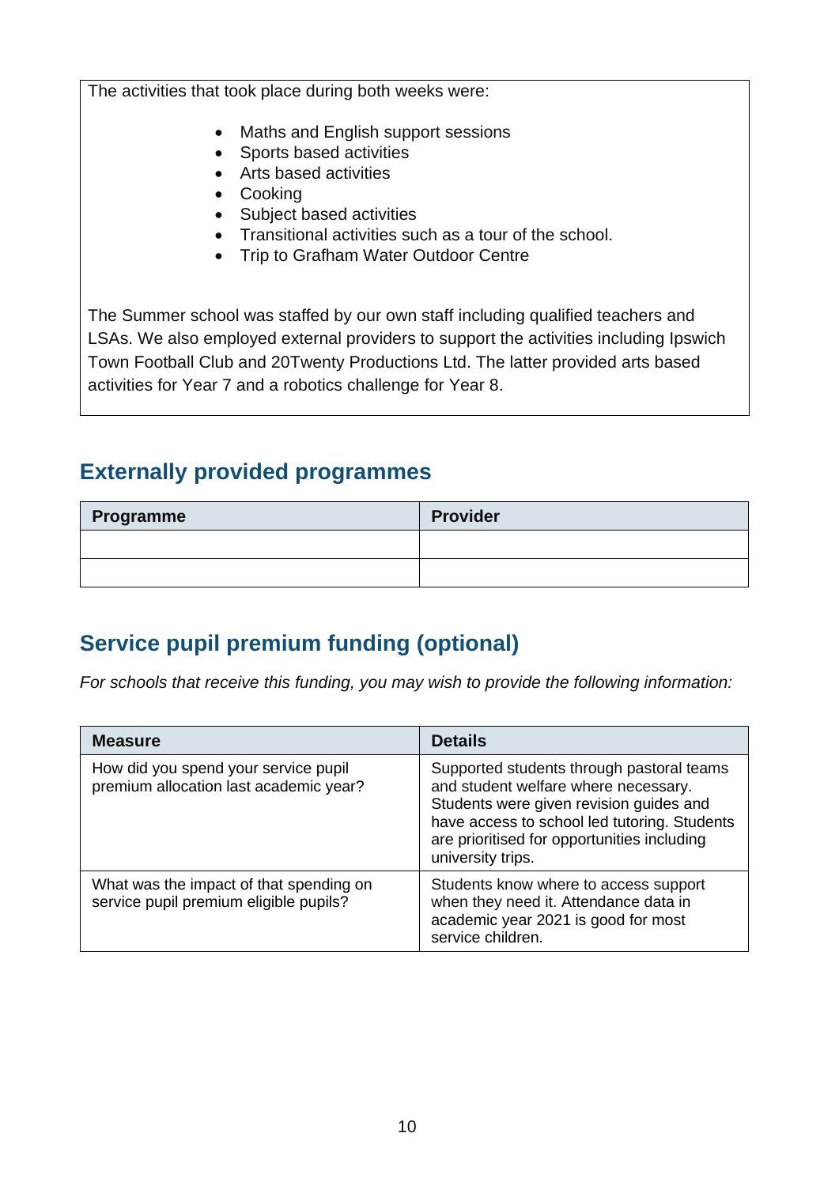The activities that took place during both weeks were:

- Maths and English support sessions
- Sports based activities
- Arts based activities
- Cooking
- Subject based activities
- Transitional activities such as a tour of the school.
- Trip to Grafham Water Outdoor Centre

The Summer school was staffed by our own staff including qualified teachers and LSAs. We also employed external providers to support the activities including Ipswich Town Football Club and 20Twenty Productions Ltd. The latter provided arts based activities for Year 7 and a robotics challenge for Year 8.

## Externally provided programmes

| Programme | Provider |
|---|---|
| | |
| | |

## Service pupil premium funding (optional)

*For schools that receive this funding, you may wish to provide the following information:*

| Measure | Details |
|---|---|
| How did you spend your service pupil premium allocation last academic year? | Supported students through pastoral teams and student welfare where necessary. Students were given revision guides and have access to school led tutoring. Students are prioritised for opportunities including university trips. |
| What was the impact of that spending on service pupil premium eligible pupils? | Students know where to access support when they need it. Attendance data in academic year 2021 is good for most service children. |